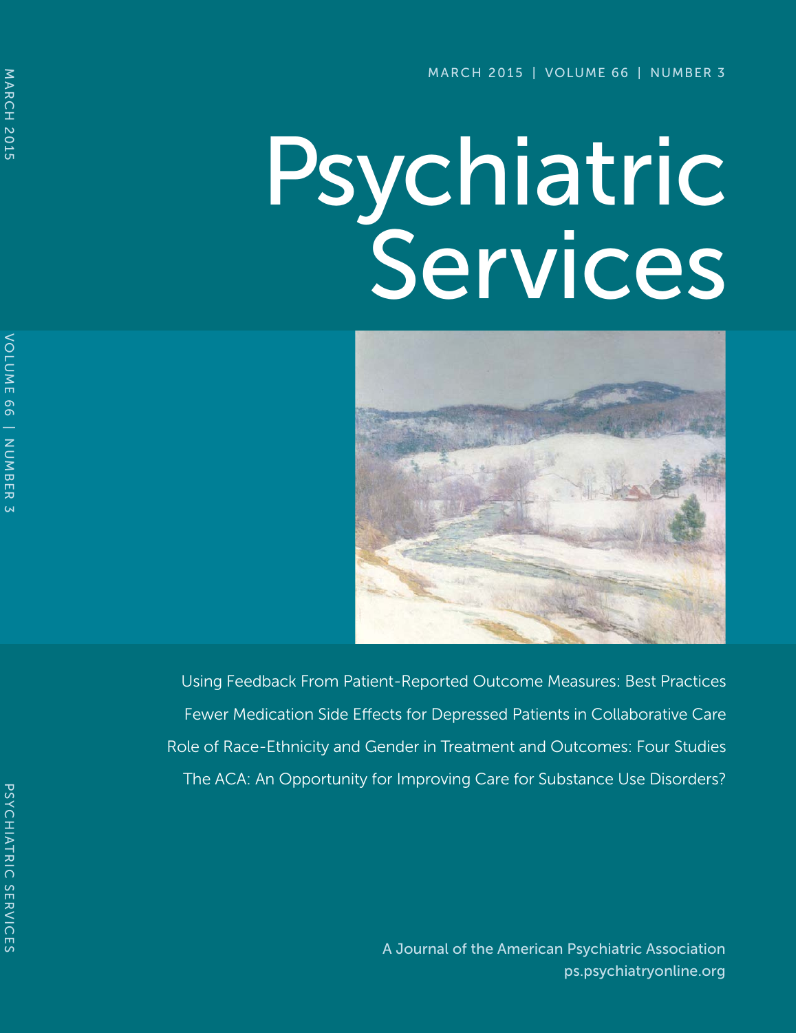MARCH 2015 | VOLUME 66 | NUMBER 3

# Psychiatric Services

Using Feedback From Patient-Reported Outcome Measures: Best Practices

Fewer Medication Side Effects for Depressed Patients in Collaborative Care

Role of Race-Ethnicity and Gender in Treatment and Outcomes: Four Studies

The ACA: An Opportunity for Improving Care for Substance Use Disorders?

A Journal of the American Psychiatric Association

ps.psychiatryonline.org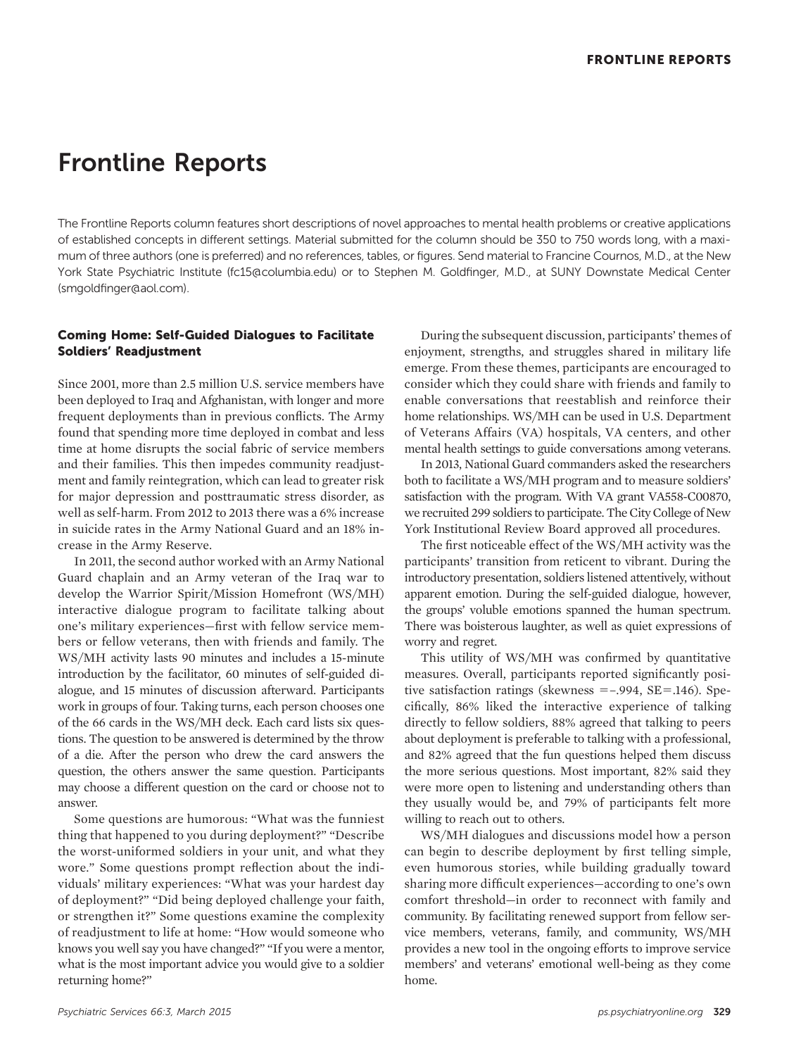# Frontline Reports

The Frontline Reports column features short descriptions of novel approaches to mental health problems or creative applications of established concepts in different settings. Material submitted for the column should be 350 to 750 words long, with a maximum of three authors (one is preferred) and no references, tables, or figures. Send material to Francine Cournos, M.D., at the New York State Psychiatric Institute (fc15@columbia.edu) or to Stephen M. Goldfinger, M.D., at SUNY Downstate Medical Center (smgoldfinger@aol.com).

## Coming Home: Self-Guided Dialogues to Facilitate Soldiers' Readjustment

Since 2001, more than 2.5 million U.S. service members have been deployed to Iraq and Afghanistan, with longer and more frequent deployments than in previous conflicts. The Army found that spending more time deployed in combat and less time at home disrupts the social fabric of service members and their families. This then impedes community readjustment and family reintegration, which can lead to greater risk for major depression and posttraumatic stress disorder, as well as self-harm. From 2012 to 2013 there was a 6% increase in suicide rates in the Army National Guard and an 18% increase in the Army Reserve.

In 2011, the second author worked with an Army National Guard chaplain and an Army veteran of the Iraq war to develop the Warrior Spirit/Mission Homefront (WS/MH) interactive dialogue program to facilitate talking about one's military experiences—first with fellow service members or fellow veterans, then with friends and family. The WS/MH activity lasts 90 minutes and includes a 15-minute introduction by the facilitator, 60 minutes of self-guided dialogue, and 15 minutes of discussion afterward. Participants work in groups of four. Taking turns, each person chooses one of the 66 cards in the WS/MH deck. Each card lists six questions. The question to be answered is determined by the throw of a die. After the person who drew the card answers the question, the others answer the same question. Participants may choose a different question on the card or choose not to answer.

Some questions are humorous: "What was the funniest thing that happened to you during deployment?" "Describe the worst-uniformed soldiers in your unit, and what they wore." Some questions prompt reflection about the individuals' military experiences: "What was your hardest day of deployment?" "Did being deployed challenge your faith, or strengthen it?" Some questions examine the complexity of readjustment to life at home: "How would someone who knows you well say you have changed?" "If you were a mentor, what is the most important advice you would give to a soldier returning home?"

During the subsequent discussion, participants' themes of enjoyment, strengths, and struggles shared in military life emerge. From these themes, participants are encouraged to consider which they could share with friends and family to enable conversations that reestablish and reinforce their home relationships. WS/MH can be used in U.S. Department of Veterans Affairs (VA) hospitals, VA centers, and other mental health settings to guide conversations among veterans.

In 2013, National Guard commanders asked the researchers both to facilitate a WS/MH program and to measure soldiers' satisfaction with the program. With VA grant VA558-C00870, we recruited 299 soldiers to participate. The City College of New York Institutional Review Board approved all procedures.

The first noticeable effect of the WS/MH activity was the participants' transition from reticent to vibrant. During the introductory presentation, soldiers listened attentively, without apparent emotion. During the self-guided dialogue, however, the groups' voluble emotions spanned the human spectrum. There was boisterous laughter, as well as quiet expressions of worry and regret.

This utility of WS/MH was confirmed by quantitative measures. Overall, participants reported significantly positive satisfaction ratings (skewness $=-.994$, SE$=.146$). Specifically, 86% liked the interactive experience of talking directly to fellow soldiers, 88% agreed that talking to peers about deployment is preferable to talking with a professional, and 82% agreed that the fun questions helped them discuss the more serious questions. Most important, 82% said they were more open to listening and understanding others than they usually would be, and 79% of participants felt more willing to reach out to others.

WS/MH dialogues and discussions model how a person can begin to describe deployment by first telling simple, even humorous stories, while building gradually toward sharing more difficult experiences—according to one's own comfort threshold—in order to reconnect with family and community. By facilitating renewed support from fellow service members, veterans, family, and community, WS/MH provides a new tool in the ongoing efforts to improve service members' and veterans' emotional well-being as they come home.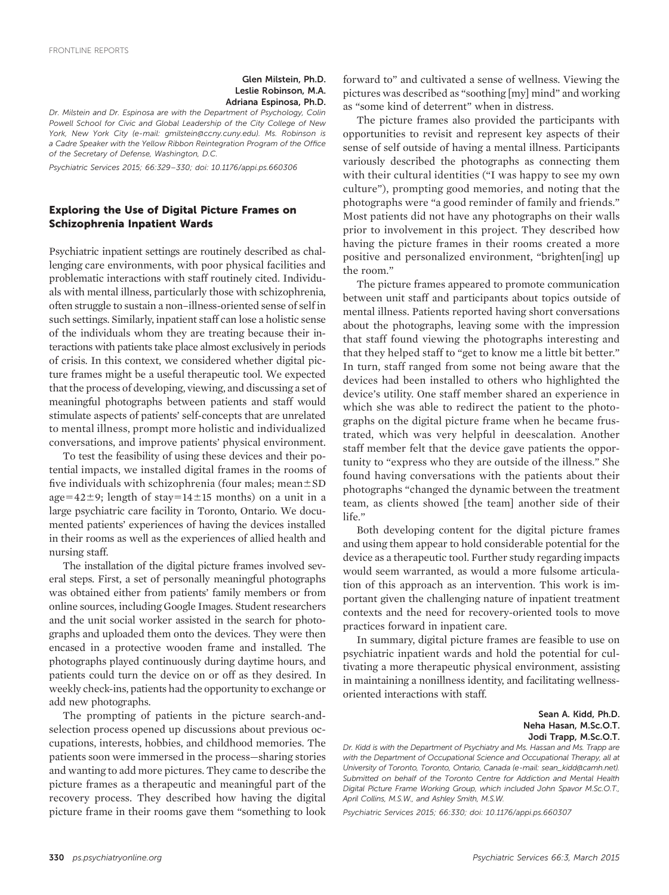Glen Milstein, Ph.D.
Leslie Robinson, M.A.
Adriana Espinosa, Ph.D.

*Dr. Milstein and Dr. Espinosa are with the Department of Psychology, Colin Powell School for Civic and Global Leadership of the City College of New York, New York City (e-mail: gmilstein@ccny.cuny.edu). Ms. Robinson is a Cadre Speaker with the Yellow Ribbon Reintegration Program of the Office of the Secretary of Defense, Washington, D.C.*

*Psychiatric Services 2015; 66:329–330; doi: 10.1176/appi.ps.660306*

## Exploring the Use of Digital Picture Frames on Schizophrenia Inpatient Wards

Psychiatric inpatient settings are routinely described as challenging care environments, with poor physical facilities and problematic interactions with staff routinely cited. Individuals with mental illness, particularly those with schizophrenia, often struggle to sustain a non–illness-oriented sense of self in such settings. Similarly, inpatient staff can lose a holistic sense of the individuals whom they are treating because their interactions with patients take place almost exclusively in periods of crisis. In this context, we considered whether digital picture frames might be a useful therapeutic tool. We expected that the process of developing, viewing, and discussing a set of meaningful photographs between patients and staff would stimulate aspects of patients' self-concepts that are unrelated to mental illness, prompt more holistic and individualized conversations, and improve patients' physical environment.

To test the feasibility of using these devices and their potential impacts, we installed digital frames in the rooms of five individuals with schizophrenia (four males; mean±SD age=42±9; length of stay=14±15 months) on a unit in a large psychiatric care facility in Toronto, Ontario. We documented patients' experiences of having the devices installed in their rooms as well as the experiences of allied health and nursing staff.

The installation of the digital picture frames involved several steps. First, a set of personally meaningful photographs was obtained either from patients' family members or from online sources, including Google Images. Student researchers and the unit social worker assisted in the search for photographs and uploaded them onto the devices. They were then encased in a protective wooden frame and installed. The photographs played continuously during daytime hours, and patients could turn the device on or off as they desired. In weekly check-ins, patients had the opportunity to exchange or add new photographs.

The prompting of patients in the picture search-and-selection process opened up discussions about previous occupations, interests, hobbies, and childhood memories. The patients soon were immersed in the process—sharing stories and wanting to add more pictures. They came to describe the picture frames as a therapeutic and meaningful part of the recovery process. They described how having the digital picture frame in their rooms gave them "something to look forward to" and cultivated a sense of wellness. Viewing the pictures was described as "soothing [my] mind" and working as "some kind of deterrent" when in distress.

The picture frames also provided the participants with opportunities to revisit and represent key aspects of their sense of self outside of having a mental illness. Participants variously described the photographs as connecting them with their cultural identities ("I was happy to see my own culture"), prompting good memories, and noting that the photographs were "a good reminder of family and friends." Most patients did not have any photographs on their walls prior to involvement in this project. They described how having the picture frames in their rooms created a more positive and personalized environment, "brighten[ing] up the room."

The picture frames appeared to promote communication between unit staff and participants about topics outside of mental illness. Patients reported having short conversations about the photographs, leaving some with the impression that staff found viewing the photographs interesting and that they helped staff to "get to know me a little bit better." In turn, staff ranged from some not being aware that the devices had been installed to others who highlighted the device's utility. One staff member shared an experience in which she was able to redirect the patient to the photographs on the digital picture frame when he became frustrated, which was very helpful in deescalation. Another staff member felt that the device gave patients the opportunity to "express who they are outside of the illness." She found having conversations with the patients about their photographs "changed the dynamic between the treatment team, as clients showed [the team] another side of their life."

Both developing content for the digital picture frames and using them appear to hold considerable potential for the device as a therapeutic tool. Further study regarding impacts would seem warranted, as would a more fulsome articulation of this approach as an intervention. This work is important given the challenging nature of inpatient treatment contexts and the need for recovery-oriented tools to move practices forward in inpatient care.

In summary, digital picture frames are feasible to use on psychiatric inpatient wards and hold the potential for cultivating a more therapeutic physical environment, assisting in maintaining a nonillness identity, and facilitating wellness-oriented interactions with staff.

Sean A. Kidd, Ph.D.
Neha Hasan, M.Sc.O.T.
Jodi Trapp, M.Sc.O.T.

*Dr. Kidd is with the Department of Psychiatry and Ms. Hassan and Ms. Trapp are with the Department of Occupational Science and Occupational Therapy, all at University of Toronto, Toronto, Ontario, Canada (e-mail: sean_kidd@camh.net). Submitted on behalf of the Toronto Centre for Addiction and Mental Health Digital Picture Frame Working Group, which included John Spavor M.Sc.O.T., April Collins, M.S.W., and Ashley Smith, M.S.W.*

*Psychiatric Services 2015; 66:330; doi: 10.1176/appi.ps.660307*